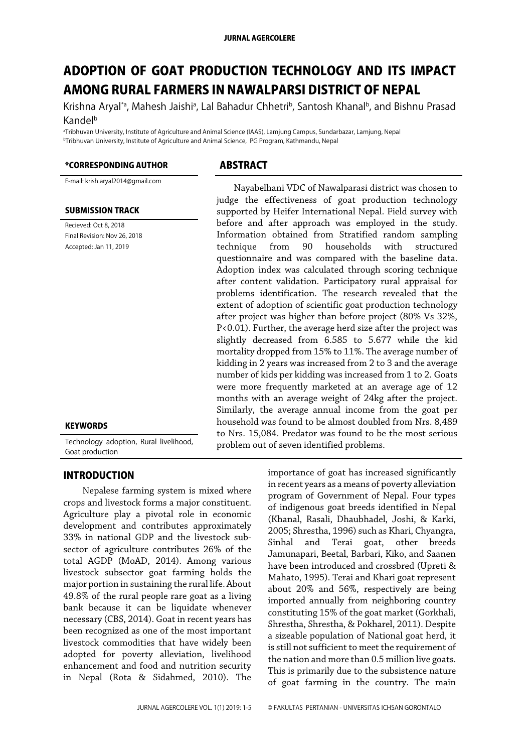# ADOPTION OF GOAT PRODUCTION TECHNOLOGY AND ITS IMPACT AMONG RURAL FARMERS IN NAWALPARSI DISTRICT OF NEPAL

Krishna Aryal[*a], Mahesh Jaishi[a], Lal Bahadur Chhetri[b], Santosh Khanal[b], and Bishnu Prasad Kandel[b]

[a]Tribhuvan University, Institute of Agriculture and Animal Science (IAAS), Lamjung Campus, Sundarbazar, Lamjung, Nepal
[b]Tribhuvan University, Institute of Agriculture and Animal Science, PG Program, Kathmandu, Nepal

**\*CORRESPONDING AUTHOR**

E-mail: krish.aryal2014@gmail.com

**SUBMISSION TRACK**

Recieved: Oct 8, 2018
Final Revision: Nov 26, 2018
Accepted: Jan 11, 2019

**KEYWORDS**

Technology adoption, Rural livelihood, Goat production

## ABSTRACT

Nayabelhani VDC of Nawalparasi district was chosen to judge the effectiveness of goat production technology supported by Heifer International Nepal. Field survey with before and after approach was employed in the study. Information obtained from Stratified random sampling technique from 90 households with structured questionnaire and was compared with the baseline data. Adoption index was calculated through scoring technique after content validation. Participatory rural appraisal for problems identification. The research revealed that the extent of adoption of scientific goat production technology after project was higher than before project (80% Vs 32%, P<0.01). Further, the average herd size after the project was slightly decreased from 6.585 to 5.677 while the kid mortality dropped from 15% to 11%. The average number of kidding in 2 years was increased from 2 to 3 and the average number of kids per kidding was increased from 1 to 2. Goats were more frequently marketed at an average age of 12 months with an average weight of 24kg after the project. Similarly, the average annual income from the goat per household was found to be almost doubled from Nrs. 8,489 to Nrs. 15,084. Predator was found to be the most serious problem out of seven identified problems.

## INTRODUCTION

Nepalese farming system is mixed where crops and livestock forms a major constituent. Agriculture play a pivotal role in economic development and contributes approximately 33% in national GDP and the livestock sub-sector of agriculture contributes 26% of the total AGDP (MoAD, 2014). Among various livestock subsector goat farming holds the major portion in sustaining the rural life. About 49.8% of the rural people rare goat as a living bank because it can be liquidate whenever necessary (CBS, 2014). Goat in recent years has been recognized as one of the most important livestock commodities that have widely been adopted for poverty alleviation, livelihood enhancement and food and nutrition security in Nepal (Rota & Sidahmed, 2010). The importance of goat has increased significantly in recent years as a means of poverty alleviation program of Government of Nepal. Four types of indigenous goat breeds identified in Nepal (Khanal, Rasali, Dhaubhadel, Joshi, & Karki, 2005; Shrestha, 1996) such as Khari, Chyangra, Sinhal and Terai goat, other breeds Jamunapari, Beetal, Barbari, Kiko, and Saanen have been introduced and crossbred (Upreti & Mahato, 1995). Terai and Khari goat represent about 20% and 56%, respectively are being imported annually from neighboring country constituting 15% of the goat market (Gorkhali, Shrestha, Shrestha, & Pokharel, 2011). Despite a sizeable population of National goat herd, it is still not sufficient to meet the requirement of the nation and more than 0.5 million live goats. This is primarily due to the subsistence nature of goat farming in the country. The main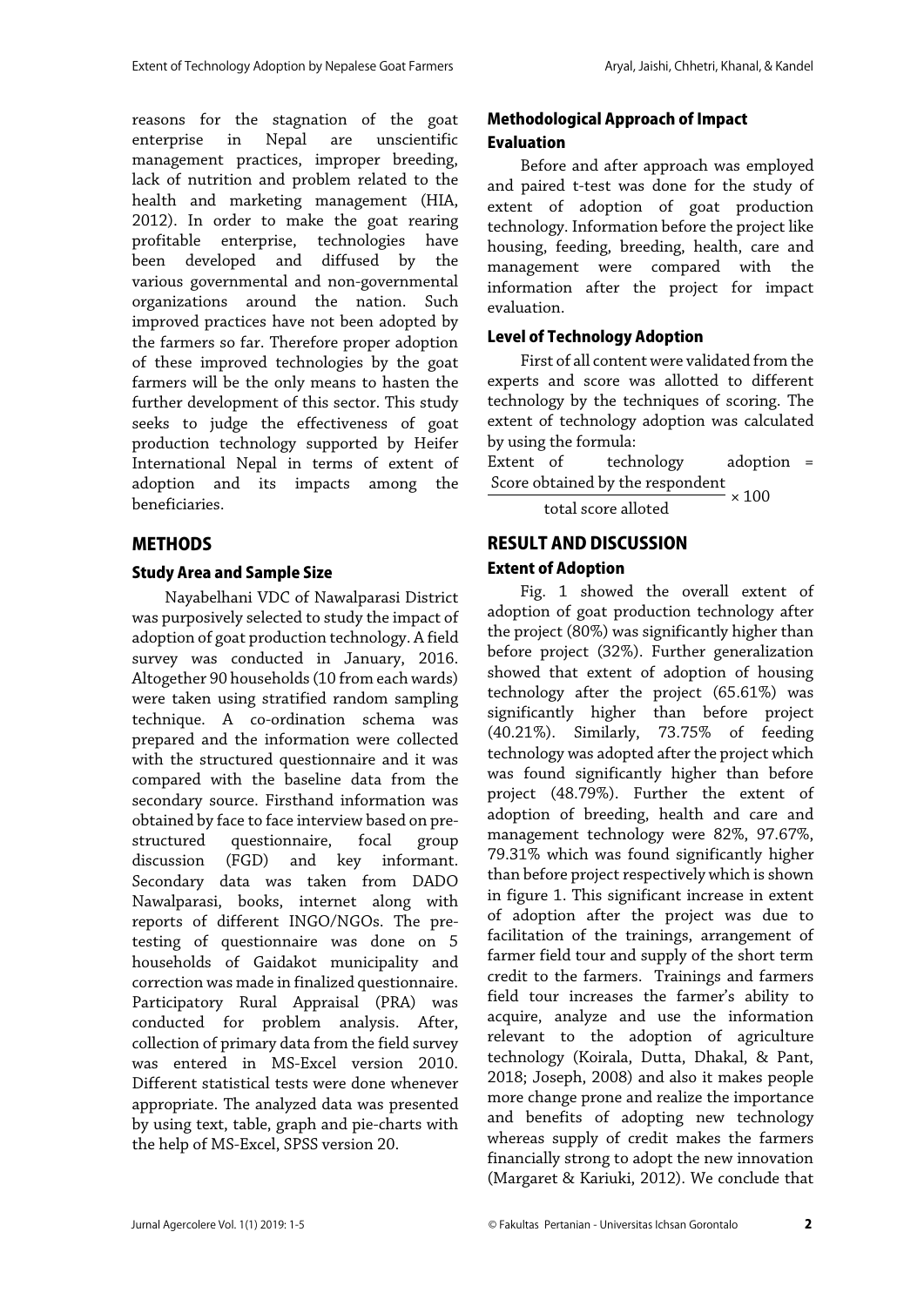reasons for the stagnation of the goat enterprise in Nepal are unscientific management practices, improper breeding, lack of nutrition and problem related to the health and marketing management (HIA, 2012). In order to make the goat rearing profitable enterprise, technologies have been developed and diffused by the various governmental and non-governmental organizations around the nation. Such improved practices have not been adopted by the farmers so far. Therefore proper adoption of these improved technologies by the goat farmers will be the only means to hasten the further development of this sector. This study seeks to judge the effectiveness of goat production technology supported by Heifer International Nepal in terms of extent of adoption and its impacts among the beneficiaries.

## METHODS

### Study Area and Sample Size

Nayabelhani VDC of Nawalparasi District was purposively selected to study the impact of adoption of goat production technology. A field survey was conducted in January, 2016. Altogether 90 households (10 from each wards) were taken using stratified random sampling technique. A co-ordination schema was prepared and the information were collected with the structured questionnaire and it was compared with the baseline data from the secondary source. Firsthand information was obtained by face to face interview based on pre-structured questionnaire, focal group discussion (FGD) and key informant. Secondary data was taken from DADO Nawalparasi, books, internet along with reports of different INGO/NGOs. The pre-testing of questionnaire was done on 5 households of Gaidakot municipality and correction was made in finalized questionnaire. Participatory Rural Appraisal (PRA) was conducted for problem analysis. After, collection of primary data from the field survey was entered in MS-Excel version 2010. Different statistical tests were done whenever appropriate. The analyzed data was presented by using text, table, graph and pie-charts with the help of MS-Excel, SPSS version 20.

### Methodological Approach of Impact Evaluation

Before and after approach was employed and paired t-test was done for the study of extent of adoption of goat production technology. Information before the project like housing, feeding, breeding, health, care and management were compared with the information after the project for impact evaluation.

### Level of Technology Adoption

First of all content were validated from the experts and score was allotted to different technology by the techniques of scoring. The extent of technology adoption was calculated by using the formula:

$$\text{Extent of technology adoption} = \frac{\text{Score obtained by the respondent}}{\text{total score alloted}} \times 100$$

## RESULT AND DISCUSSION

### Extent of Adoption

Fig. 1 showed the overall extent of adoption of goat production technology after the project (80%) was significantly higher than before project (32%). Further generalization showed that extent of adoption of housing technology after the project (65.61%) was significantly higher than before project (40.21%). Similarly, 73.75% of feeding technology was adopted after the project which was found significantly higher than before project (48.79%). Further the extent of adoption of breeding, health and care and management technology were 82%, 97.67%, 79.31% which was found significantly higher than before project respectively which is shown in figure 1. This significant increase in extent of adoption after the project was due to facilitation of the trainings, arrangement of farmer field tour and supply of the short term credit to the farmers. Trainings and farmers field tour increases the farmer's ability to acquire, analyze and use the information relevant to the adoption of agriculture technology (Koirala, Dutta, Dhakal, & Pant, 2018; Joseph, 2008) and also it makes people more change prone and realize the importance and benefits of adopting new technology whereas supply of credit makes the farmers financially strong to adopt the new innovation (Margaret & Kariuki, 2012). We conclude that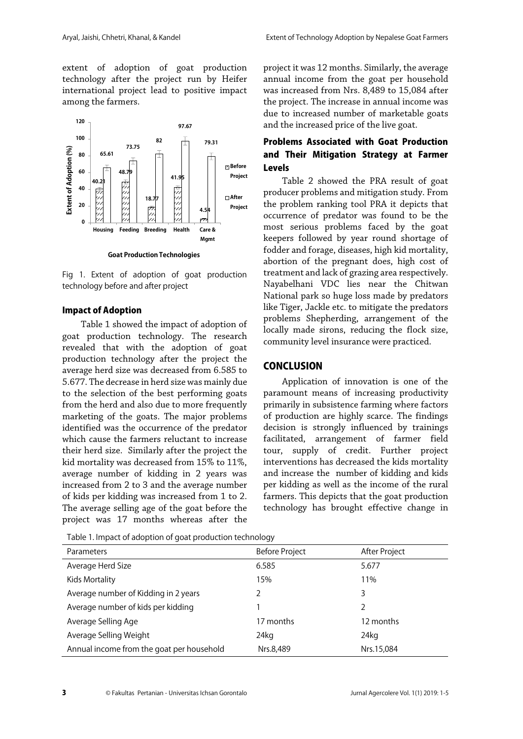extent of adoption of goat production technology after the project run by Heifer international project lead to positive impact among the farmers.

Fig 1. Extent of adoption of goat production technology before and after project

### Impact of Adoption

Table 1 showed the impact of adoption of goat production technology. The research revealed that with the adoption of goat production technology after the project the average herd size was decreased from 6.585 to 5.677. The decrease in herd size was mainly due to the selection of the best performing goats from the herd and also due to more frequently marketing of the goats. The major problems identified was the occurrence of the predator which cause the farmers reluctant to increase their herd size. Similarly after the project the kid mortality was decreased from 15% to 11%, average number of kidding in 2 years was increased from 2 to 3 and the average number of kids per kidding was increased from 1 to 2. The average selling age of the goat before the project was 17 months whereas after the project it was 12 months. Similarly, the average annual income from the goat per household was increased from Nrs. 8,489 to 15,084 after the project. The increase in annual income was due to increased number of marketable goats and the increased price of the live goat.

### Problems Associated with Goat Production and Their Mitigation Strategy at Farmer Levels

Table 2 showed the PRA result of goat producer problems and mitigation study. From the problem ranking tool PRA it depicts that occurrence of predator was found to be the most serious problems faced by the goat keepers followed by year round shortage of fodder and forage, diseases, high kid mortality, abortion of the pregnant does, high cost of treatment and lack of grazing area respectively. Nayabelhani VDC lies near the Chitwan National park so huge loss made by predators like Tiger, Jackle etc. to mitigate the predators problems Shepherding, arrangement of the locally made sirons, reducing the flock size, community level insurance were practiced.

## CONCLUSION

Application of innovation is one of the paramount means of increasing productivity primarily in subsistence farming where factors of production are highly scarce. The findings decision is strongly influenced by trainings facilitated, arrangement of farmer field tour, supply of credit. Further project interventions has decreased the kids mortality and increase the number of kidding and kids per kidding as well as the income of the rural farmers. This depicts that the goat production technology has brought effective change in

Table 1. Impact of adoption of goat production technology

| Parameters | Before Project | After Project |
|---|---|---|
| Average Herd Size | 6.585 | 5.677 |
| Kids Mortality | 15% | 11% |
| Average number of Kidding in 2 years | 2 | 3 |
| Average number of kids per kidding | 1 | 2 |
| Average Selling Age | 17 months | 12 months |
| Average Selling Weight | 24kg | 24kg |
| Annual income from the goat per household | Nrs.8,489 | Nrs.15,084 |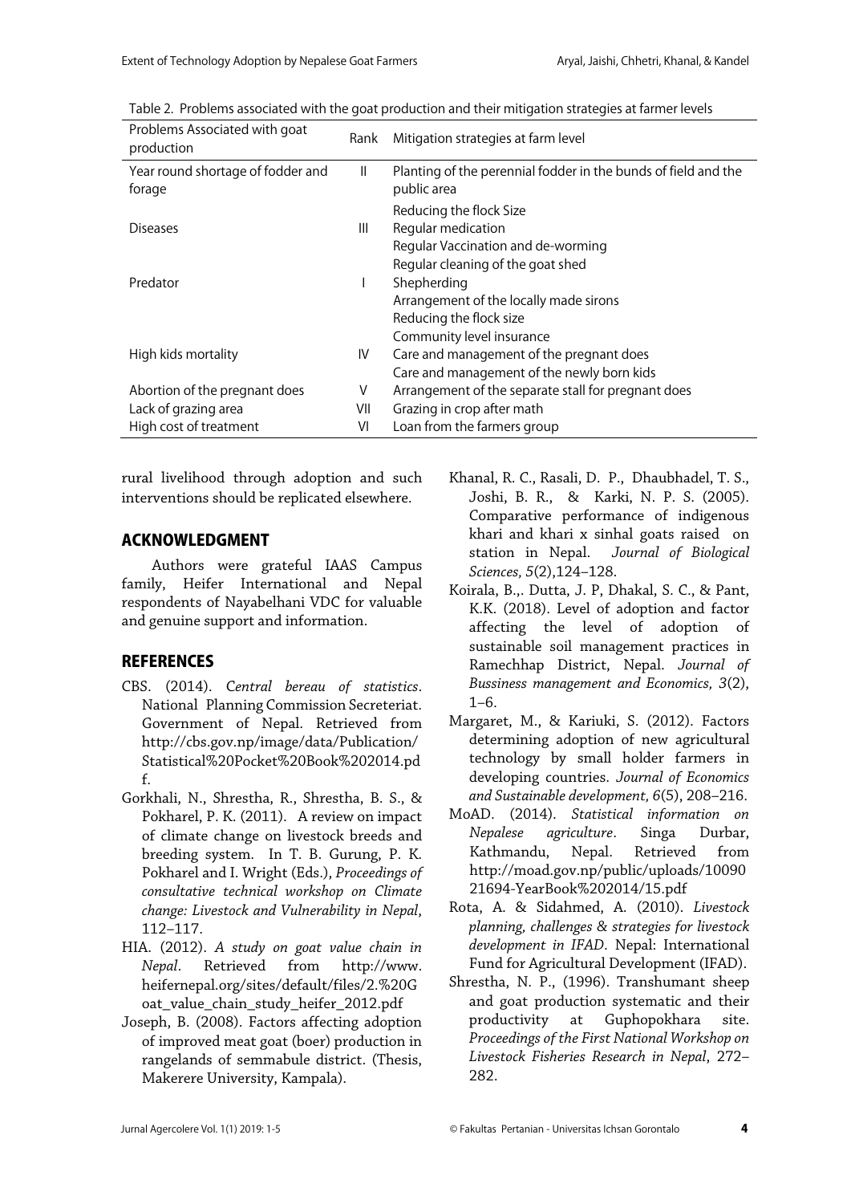Table 2. Problems associated with the goat production and their mitigation strategies at farmer levels

| Problems Associated with goat production | Rank | Mitigation strategies at farm level |
|---|---|---|
| Year round shortage of fodder and forage | II | Planting of the perennial fodder in the bunds of field and the public area |
| Diseases | III | Reducing the flock Size<br>Regular medication<br>Regular Vaccination and de-worming<br>Regular cleaning of the goat shed |
| Predator | I | Shepherding<br>Arrangement of the locally made sirons<br>Reducing the flock size<br>Community level insurance |
| High kids mortality | IV | Care and management of the pregnant does<br>Care and management of the newly born kids |
| Abortion of the pregnant does | V | Arrangement of the separate stall for pregnant does |
| Lack of grazing area | VII | Grazing in crop after math |
| High cost of treatment | VI | Loan from the farmers group |

rural livelihood through adoption and such interventions should be replicated elsewhere.

## ACKNOWLEDGMENT

Authors were grateful IAAS Campus family, Heifer International and Nepal respondents of Nayabelhani VDC for valuable and genuine support and information.

## REFERENCES

CBS. (2014). *Central bereau of statistics*. National Planning Commission Secreteriat. Government of Nepal. Retrieved from http://cbs.gov.np/image/data/Publication/Statistical%20Pocket%20Book%202014.pdf.

Gorkhali, N., Shrestha, R., Shrestha, B. S., & Pokharel, P. K. (2011). A review on impact of climate change on livestock breeds and breeding system. In T. B. Gurung, P. K. Pokharel and I. Wright (Eds.), *Proceedings of consultative technical workshop on Climate change: Livestock and Vulnerability in Nepal*, 112–117.

HIA. (2012). *A study on goat value chain in Nepal*. Retrieved from http://www.heifernepal.org/sites/default/files/2.%20Goat_value_chain_study_heifer_2012.pdf

Joseph, B. (2008). Factors affecting adoption of improved meat goat (boer) production in rangelands of semmabule district. (Thesis, Makerere University, Kampala).

Khanal, R. C., Rasali, D. P., Dhaubhadel, T. S., Joshi, B. R., & Karki, N. P. S. (2005). Comparative performance of indigenous khari and khari x sinhal goats raised on station in Nepal. *Journal of Biological Sciences, 5*(2),124–128.

Koirala, B.,. Dutta, J. P, Dhakal, S. C., & Pant, K.K. (2018). Level of adoption and factor affecting the level of adoption of sustainable soil management practices in Ramechhap District, Nepal. *Journal of Bussiness management and Economics, 3*(2), 1–6.

Margaret, M., & Kariuki, S. (2012). Factors determining adoption of new agricultural technology by small holder farmers in developing countries. *Journal of Economics and Sustainable development, 6*(5), 208–216.

MoAD. (2014). *Statistical information on Nepalese agriculture*. Singa Durbar, Kathmandu, Nepal. Retrieved from http://moad.gov.np/public/uploads/1009021694-YearBook%202014/15.pdf

Rota, A. & Sidahmed, A. (2010). *Livestock planning, challenges & strategies for livestock development in IFAD*. Nepal: International Fund for Agricultural Development (IFAD).

Shrestha, N. P., (1996). Transhumant sheep and goat production systematic and their productivity at Guphopokhara site. *Proceedings of the First National Workshop on Livestock Fisheries Research in Nepal*, 272–282.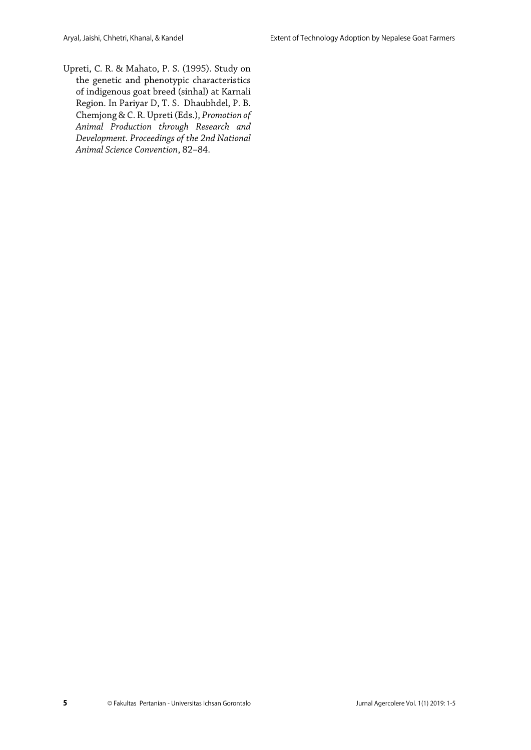Upreti, C. R. & Mahato, P. S. (1995). Study on the genetic and phenotypic characteristics of indigenous goat breed (sinhal) at Karnali Region. In Pariyar D, T. S. Dhaubhdel, P. B. Chemjong & C. R. Upreti (Eds.), *Promotion of Animal Production through Research and Development. Proceedings of the 2nd National Animal Science Convention*, 82–84.